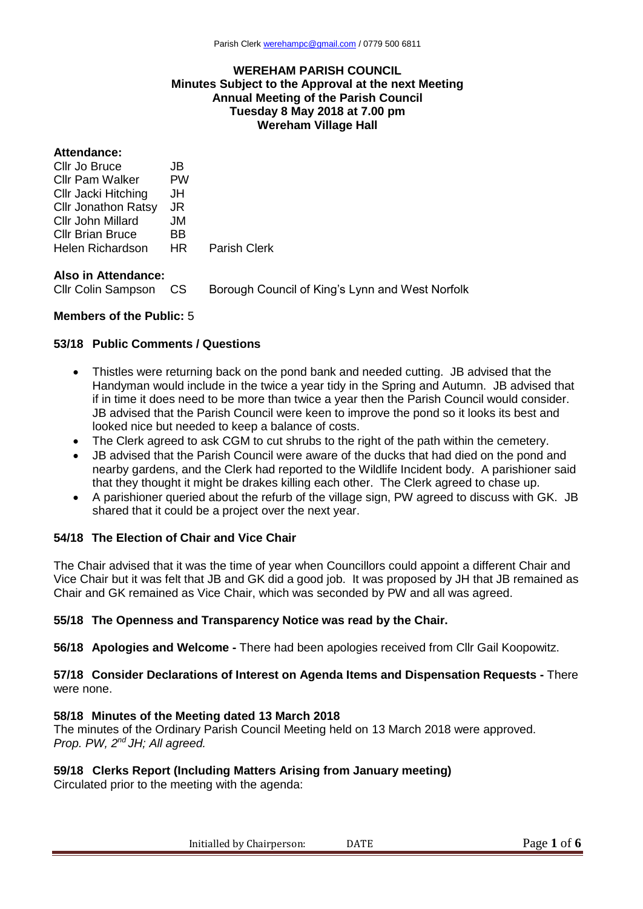**WEREHAM PARISH COUNCIL**
**Minutes Subject to the Approval at the next Meeting**
**Annual Meeting of the Parish Council**
**Tuesday 8 May 2018 at 7.00 pm**
**Wereham Village Hall**

**Attendance:**

| | | |
|---|---|---|
| Cllr Jo Bruce | JB | |
| Cllr Pam Walker | PW | |
| Cllr Jacki Hitching | JH | |
| Cllr Jonathon Ratsy | JR | |
| Cllr John Millard | JM | |
| Cllr Brian Bruce | BB | |
| Helen Richardson | HR | Parish Clerk |

**Also in Attendance:**

Cllr Colin Sampson CS Borough Council of King's Lynn and West Norfolk

**Members of the Public:** 5

**53/18 Public Comments / Questions**

- Thistles were returning back on the pond bank and needed cutting. JB advised that the Handyman would include in the twice a year tidy in the Spring and Autumn. JB advised that if in time it does need to be more than twice a year then the Parish Council would consider. JB advised that the Parish Council were keen to improve the pond so it looks its best and looked nice but needed to keep a balance of costs.
- The Clerk agreed to ask CGM to cut shrubs to the right of the path within the cemetery.
- JB advised that the Parish Council were aware of the ducks that had died on the pond and nearby gardens, and the Clerk had reported to the Wildlife Incident body. A parishioner said that they thought it might be drakes killing each other. The Clerk agreed to chase up.
- A parishioner queried about the refurb of the village sign, PW agreed to discuss with GK. JB shared that it could be a project over the next year.

**54/18 The Election of Chair and Vice Chair**

The Chair advised that it was the time of year when Councillors could appoint a different Chair and Vice Chair but it was felt that JB and GK did a good job. It was proposed by JH that JB remained as Chair and GK remained as Vice Chair, which was seconded by PW and all was agreed.

**55/18 The Openness and Transparency Notice was read by the Chair.**

**56/18 Apologies and Welcome -** There had been apologies received from Cllr Gail Koopowitz.

**57/18 Consider Declarations of Interest on Agenda Items and Dispensation Requests -** There were none.

**58/18 Minutes of the Meeting dated 13 March 2018**

The minutes of the Ordinary Parish Council Meeting held on 13 March 2018 were approved.
*Prop. PW, 2nd JH; All agreed.*

**59/18 Clerks Report (Including Matters Arising from January meeting)**

Circulated prior to the meeting with the agenda:

Initialled by Chairperson: DATE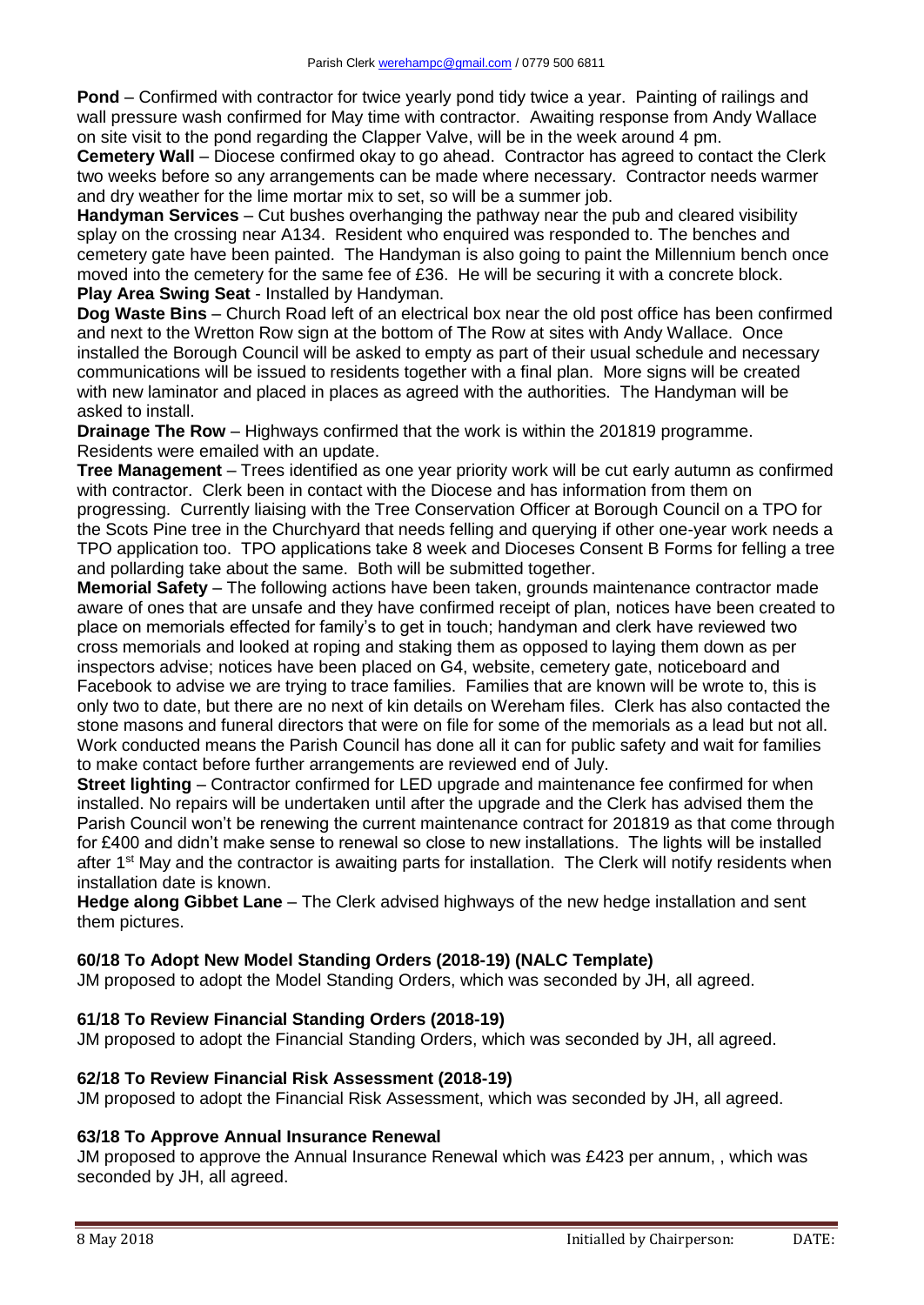**Pond** – Confirmed with contractor for twice yearly pond tidy twice a year. Painting of railings and wall pressure wash confirmed for May time with contractor. Awaiting response from Andy Wallace on site visit to the pond regarding the Clapper Valve, will be in the week around 4 pm.

**Cemetery Wall** – Diocese confirmed okay to go ahead. Contractor has agreed to contact the Clerk two weeks before so any arrangements can be made where necessary. Contractor needs warmer and dry weather for the lime mortar mix to set, so will be a summer job.

**Handyman Services** – Cut bushes overhanging the pathway near the pub and cleared visibility splay on the crossing near A134. Resident who enquired was responded to. The benches and cemetery gate have been painted. The Handyman is also going to paint the Millennium bench once moved into the cemetery for the same fee of £36. He will be securing it with a concrete block.

**Play Area Swing Seat** - Installed by Handyman.

**Dog Waste Bins** – Church Road left of an electrical box near the old post office has been confirmed and next to the Wretton Row sign at the bottom of The Row at sites with Andy Wallace. Once installed the Borough Council will be asked to empty as part of their usual schedule and necessary communications will be issued to residents together with a final plan. More signs will be created with new laminator and placed in places as agreed with the authorities. The Handyman will be asked to install.

**Drainage The Row** – Highways confirmed that the work is within the 201819 programme. Residents were emailed with an update.

**Tree Management** – Trees identified as one year priority work will be cut early autumn as confirmed with contractor. Clerk been in contact with the Diocese and has information from them on progressing. Currently liaising with the Tree Conservation Officer at Borough Council on a TPO for the Scots Pine tree in the Churchyard that needs felling and querying if other one-year work needs a TPO application too. TPO applications take 8 week and Dioceses Consent B Forms for felling a tree and pollarding take about the same. Both will be submitted together.

**Memorial Safety** – The following actions have been taken, grounds maintenance contractor made aware of ones that are unsafe and they have confirmed receipt of plan, notices have been created to place on memorials effected for family's to get in touch; handyman and clerk have reviewed two cross memorials and looked at roping and staking them as opposed to laying them down as per inspectors advise; notices have been placed on G4, website, cemetery gate, noticeboard and Facebook to advise we are trying to trace families. Families that are known will be wrote to, this is only two to date, but there are no next of kin details on Wereham files. Clerk has also contacted the stone masons and funeral directors that were on file for some of the memorials as a lead but not all. Work conducted means the Parish Council has done all it can for public safety and wait for families to make contact before further arrangements are reviewed end of July.

**Street lighting** – Contractor confirmed for LED upgrade and maintenance fee confirmed for when installed. No repairs will be undertaken until after the upgrade and the Clerk has advised them the Parish Council won't be renewing the current maintenance contract for 201819 as that come through for £400 and didn't make sense to renewal so close to new installations. The lights will be installed after 1st May and the contractor is awaiting parts for installation. The Clerk will notify residents when installation date is known.

**Hedge along Gibbet Lane** – The Clerk advised highways of the new hedge installation and sent them pictures.

### 60/18 To Adopt New Model Standing Orders (2018-19) (NALC Template)

JM proposed to adopt the Model Standing Orders, which was seconded by JH, all agreed.

### 61/18 To Review Financial Standing Orders (2018-19)

JM proposed to adopt the Financial Standing Orders, which was seconded by JH, all agreed.

### 62/18 To Review Financial Risk Assessment (2018-19)

JM proposed to adopt the Financial Risk Assessment, which was seconded by JH, all agreed.

### 63/18 To Approve Annual Insurance Renewal

JM proposed to approve the Annual Insurance Renewal which was £423 per annum, , which was seconded by JH, all agreed.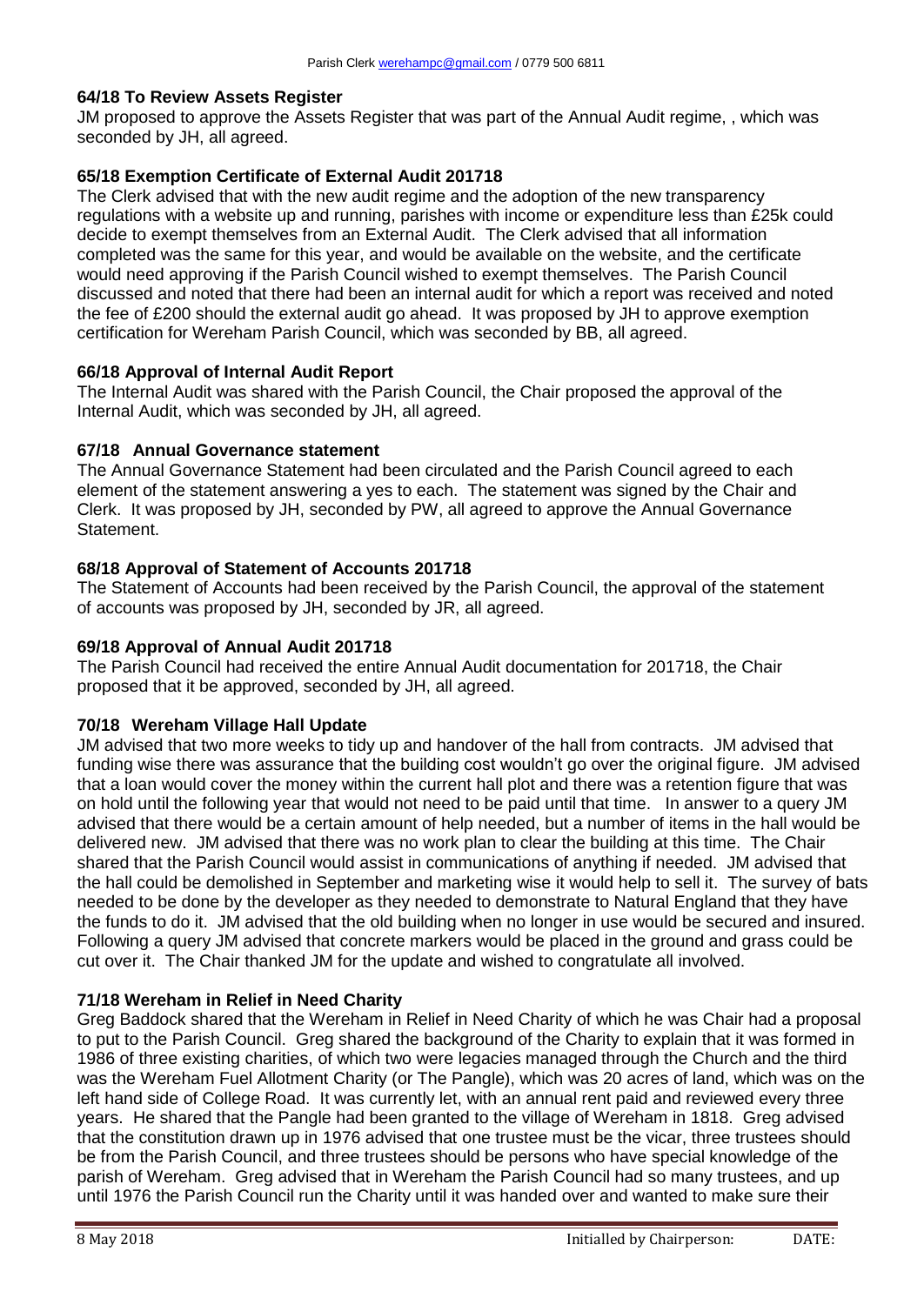### 64/18 To Review Assets Register

JM proposed to approve the Assets Register that was part of the Annual Audit regime, , which was seconded by JH, all agreed.

### 65/18 Exemption Certificate of External Audit 201718

The Clerk advised that with the new audit regime and the adoption of the new transparency regulations with a website up and running, parishes with income or expenditure less than £25k could decide to exempt themselves from an External Audit. The Clerk advised that all information completed was the same for this year, and would be available on the website, and the certificate would need approving if the Parish Council wished to exempt themselves. The Parish Council discussed and noted that there had been an internal audit for which a report was received and noted the fee of £200 should the external audit go ahead. It was proposed by JH to approve exemption certification for Wereham Parish Council, which was seconded by BB, all agreed.

### 66/18 Approval of Internal Audit Report

The Internal Audit was shared with the Parish Council, the Chair proposed the approval of the Internal Audit, which was seconded by JH, all agreed.

### 67/18 Annual Governance statement

The Annual Governance Statement had been circulated and the Parish Council agreed to each element of the statement answering a yes to each. The statement was signed by the Chair and Clerk. It was proposed by JH, seconded by PW, all agreed to approve the Annual Governance Statement.

### 68/18 Approval of Statement of Accounts 201718

The Statement of Accounts had been received by the Parish Council, the approval of the statement of accounts was proposed by JH, seconded by JR, all agreed.

### 69/18 Approval of Annual Audit 201718

The Parish Council had received the entire Annual Audit documentation for 201718, the Chair proposed that it be approved, seconded by JH, all agreed.

### 70/18 Wereham Village Hall Update

JM advised that two more weeks to tidy up and handover of the hall from contracts. JM advised that funding wise there was assurance that the building cost wouldn't go over the original figure. JM advised that a loan would cover the money within the current hall plot and there was a retention figure that was on hold until the following year that would not need to be paid until that time. In answer to a query JM advised that there would be a certain amount of help needed, but a number of items in the hall would be delivered new. JM advised that there was no work plan to clear the building at this time. The Chair shared that the Parish Council would assist in communications of anything if needed. JM advised that the hall could be demolished in September and marketing wise it would help to sell it. The survey of bats needed to be done by the developer as they needed to demonstrate to Natural England that they have the funds to do it. JM advised that the old building when no longer in use would be secured and insured. Following a query JM advised that concrete markers would be placed in the ground and grass could be cut over it. The Chair thanked JM for the update and wished to congratulate all involved.

### 71/18 Wereham in Relief in Need Charity

Greg Baddock shared that the Wereham in Relief in Need Charity of which he was Chair had a proposal to put to the Parish Council. Greg shared the background of the Charity to explain that it was formed in 1986 of three existing charities, of which two were legacies managed through the Church and the third was the Wereham Fuel Allotment Charity (or The Pangle), which was 20 acres of land, which was on the left hand side of College Road. It was currently let, with an annual rent paid and reviewed every three years. He shared that the Pangle had been granted to the village of Wereham in 1818. Greg advised that the constitution drawn up in 1976 advised that one trustee must be the vicar, three trustees should be from the Parish Council, and three trustees should be persons who have special knowledge of the parish of Wereham. Greg advised that in Wereham the Parish Council had so many trustees, and up until 1976 the Parish Council run the Charity until it was handed over and wanted to make sure their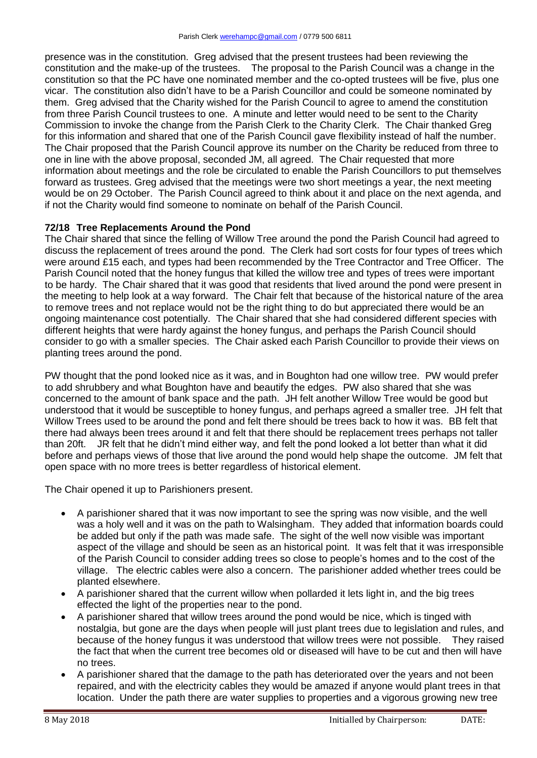presence was in the constitution. Greg advised that the present trustees had been reviewing the constitution and the make-up of the trustees. The proposal to the Parish Council was a change in the constitution so that the PC have one nominated member and the co-opted trustees will be five, plus one vicar. The constitution also didn't have to be a Parish Councillor and could be someone nominated by them. Greg advised that the Charity wished for the Parish Council to agree to amend the constitution from three Parish Council trustees to one. A minute and letter would need to be sent to the Charity Commission to invoke the change from the Parish Clerk to the Charity Clerk. The Chair thanked Greg for this information and shared that one of the Parish Council gave flexibility instead of half the number. The Chair proposed that the Parish Council approve its number on the Charity be reduced from three to one in line with the above proposal, seconded JM, all agreed. The Chair requested that more information about meetings and the role be circulated to enable the Parish Councillors to put themselves forward as trustees. Greg advised that the meetings were two short meetings a year, the next meeting would be on 29 October. The Parish Council agreed to think about it and place on the next agenda, and if not the Charity would find someone to nominate on behalf of the Parish Council.

### 72/18 Tree Replacements Around the Pond

The Chair shared that since the felling of Willow Tree around the pond the Parish Council had agreed to discuss the replacement of trees around the pond. The Clerk had sort costs for four types of trees which were around £15 each, and types had been recommended by the Tree Contractor and Tree Officer. The Parish Council noted that the honey fungus that killed the willow tree and types of trees were important to be hardy. The Chair shared that it was good that residents that lived around the pond were present in the meeting to help look at a way forward. The Chair felt that because of the historical nature of the area to remove trees and not replace would not be the right thing to do but appreciated there would be an ongoing maintenance cost potentially. The Chair shared that she had considered different species with different heights that were hardy against the honey fungus, and perhaps the Parish Council should consider to go with a smaller species. The Chair asked each Parish Councillor to provide their views on planting trees around the pond.

PW thought that the pond looked nice as it was, and in Boughton had one willow tree. PW would prefer to add shrubbery and what Boughton have and beautify the edges. PW also shared that she was concerned to the amount of bank space and the path. JH felt another Willow Tree would be good but understood that it would be susceptible to honey fungus, and perhaps agreed a smaller tree. JH felt that Willow Trees used to be around the pond and felt there should be trees back to how it was. BB felt that there had always been trees around it and felt that there should be replacement trees perhaps not taller than 20ft. JR felt that he didn't mind either way, and felt the pond looked a lot better than what it did before and perhaps views of those that live around the pond would help shape the outcome. JM felt that open space with no more trees is better regardless of historical element.

The Chair opened it up to Parishioners present.

- A parishioner shared that it was now important to see the spring was now visible, and the well was a holy well and it was on the path to Walsingham. They added that information boards could be added but only if the path was made safe. The sight of the well now visible was important aspect of the village and should be seen as an historical point. It was felt that it was irresponsible of the Parish Council to consider adding trees so close to people's homes and to the cost of the village. The electric cables were also a concern. The parishioner added whether trees could be planted elsewhere.
- A parishioner shared that the current willow when pollarded it lets light in, and the big trees effected the light of the properties near to the pond.
- A parishioner shared that willow trees around the pond would be nice, which is tinged with nostalgia, but gone are the days when people will just plant trees due to legislation and rules, and because of the honey fungus it was understood that willow trees were not possible. They raised the fact that when the current tree becomes old or diseased will have to be cut and then will have no trees.
- A parishioner shared that the damage to the path has deteriorated over the years and not been repaired, and with the electricity cables they would be amazed if anyone would plant trees in that location. Under the path there are water supplies to properties and a vigorous growing new tree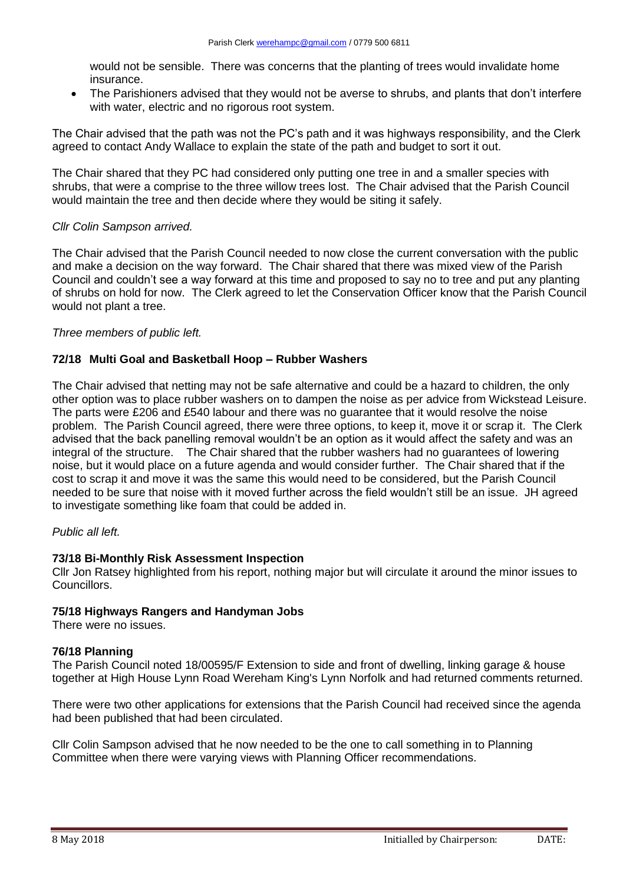would not be sensible. There was concerns that the planting of trees would invalidate home insurance.

- The Parishioners advised that they would not be averse to shrubs, and plants that don't interfere with water, electric and no rigorous root system.

The Chair advised that the path was not the PC's path and it was highways responsibility, and the Clerk agreed to contact Andy Wallace to explain the state of the path and budget to sort it out.

The Chair shared that they PC had considered only putting one tree in and a smaller species with shrubs, that were a comprise to the three willow trees lost. The Chair advised that the Parish Council would maintain the tree and then decide where they would be siting it safely.

*Cllr Colin Sampson arrived.*

The Chair advised that the Parish Council needed to now close the current conversation with the public and make a decision on the way forward. The Chair shared that there was mixed view of the Parish Council and couldn't see a way forward at this time and proposed to say no to tree and put any planting of shrubs on hold for now. The Clerk agreed to let the Conservation Officer know that the Parish Council would not plant a tree.

*Three members of public left.*

### 72/18 Multi Goal and Basketball Hoop – Rubber Washers

The Chair advised that netting may not be safe alternative and could be a hazard to children, the only other option was to place rubber washers on to dampen the noise as per advice from Wickstead Leisure. The parts were £206 and £540 labour and there was no guarantee that it would resolve the noise problem. The Parish Council agreed, there were three options, to keep it, move it or scrap it. The Clerk advised that the back panelling removal wouldn't be an option as it would affect the safety and was an integral of the structure. The Chair shared that the rubber washers had no guarantees of lowering noise, but it would place on a future agenda and would consider further. The Chair shared that if the cost to scrap it and move it was the same this would need to be considered, but the Parish Council needed to be sure that noise with it moved further across the field wouldn't still be an issue. JH agreed to investigate something like foam that could be added in.

*Public all left.*

### 73/18 Bi-Monthly Risk Assessment Inspection

Cllr Jon Ratsey highlighted from his report, nothing major but will circulate it around the minor issues to Councillors.

### 75/18 Highways Rangers and Handyman Jobs

There were no issues.

### 76/18 Planning

The Parish Council noted 18/00595/F Extension to side and front of dwelling, linking garage & house together at High House Lynn Road Wereham King's Lynn Norfolk and had returned comments returned.

There were two other applications for extensions that the Parish Council had received since the agenda had been published that had been circulated.

Cllr Colin Sampson advised that he now needed to be the one to call something in to Planning Committee when there were varying views with Planning Officer recommendations.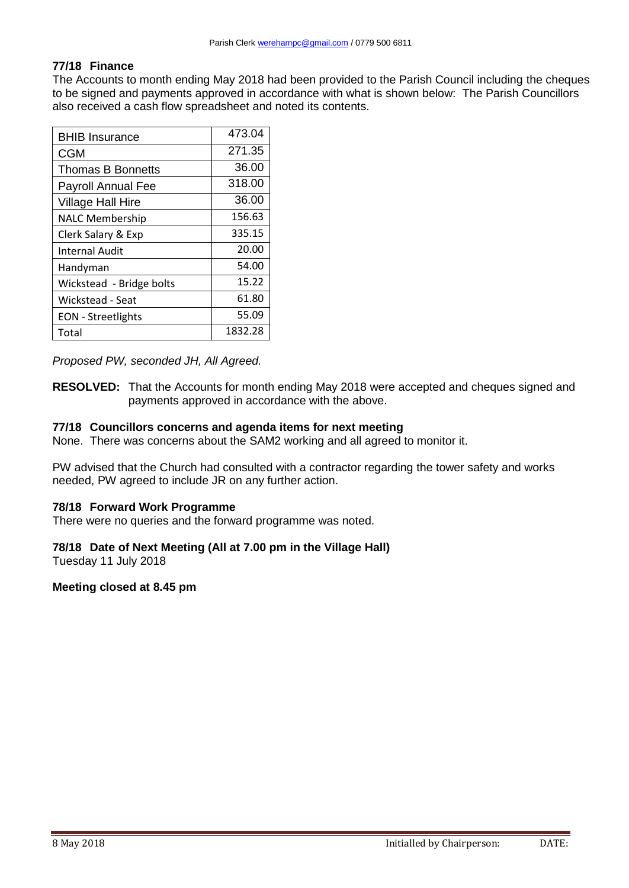### 77/18 Finance

The Accounts to month ending May 2018 had been provided to the Parish Council including the cheques to be signed and payments approved in accordance with what is shown below: The Parish Councillors also received a cash flow spreadsheet and noted its contents.

| | |
|---|---|
| BHIB Insurance | 473.04 |
| CGM | 271.35 |
| Thomas B Bonnetts | 36.00 |
| Payroll Annual Fee | 318.00 |
| Village Hall Hire | 36.00 |
| NALC Membership | 156.63 |
| Clerk Salary & Exp | 335.15 |
| Internal Audit | 20.00 |
| Handyman | 54.00 |
| Wickstead - Bridge bolts | 15.22 |
| Wickstead - Seat | 61.80 |
| EON - Streetlights | 55.09 |
| Total | 1832.28 |

*Proposed PW, seconded JH, All Agreed.*

**RESOLVED:** That the Accounts for month ending May 2018 were accepted and cheques signed and payments approved in accordance with the above.

### 77/18 Councillors concerns and agenda items for next meeting

None. There was concerns about the SAM2 working and all agreed to monitor it.

PW advised that the Church had consulted with a contractor regarding the tower safety and works needed, PW agreed to include JR on any further action.

### 78/18 Forward Work Programme

There were no queries and the forward programme was noted.

### 78/18 Date of Next Meeting (All at 7.00 pm in the Village Hall)

Tuesday 11 July 2018

**Meeting closed at 8.45 pm**